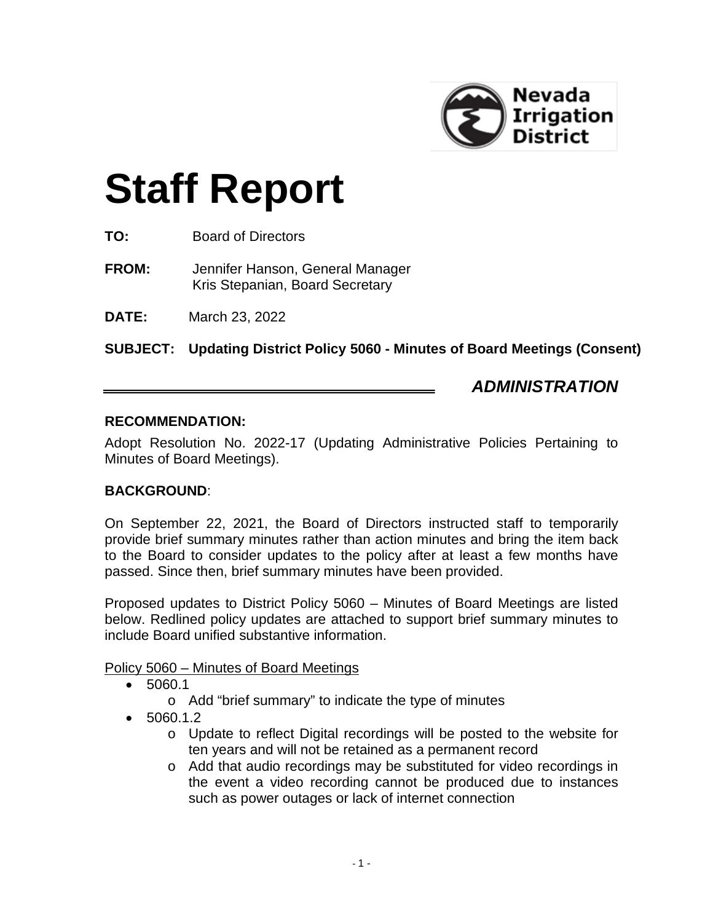Nevada Irrigation District

# Staff Report

**TO:** Board of Directors

**FROM:** Jennifer Hanson, General Manager
Kris Stepanian, Board Secretary

**DATE:** March 23, 2022

**SUBJECT: Updating District Policy 5060 - Minutes of Board Meetings (Consent)**

***ADMINISTRATION***

**RECOMMENDATION:**

Adopt Resolution No. 2022-17 (Updating Administrative Policies Pertaining to Minutes of Board Meetings).

**BACKGROUND**:

On September 22, 2021, the Board of Directors instructed staff to temporarily provide brief summary minutes rather than action minutes and bring the item back to the Board to consider updates to the policy after at least a few months have passed. Since then, brief summary minutes have been provided.

Proposed updates to District Policy 5060 – Minutes of Board Meetings are listed below. Redlined policy updates are attached to support brief summary minutes to include Board unified substantive information.

Policy 5060 – Minutes of Board Meetings

- 5060.1
  - Add "brief summary" to indicate the type of minutes
- 5060.1.2
  - Update to reflect Digital recordings will be posted to the website for ten years and will not be retained as a permanent record
  - Add that audio recordings may be substituted for video recordings in the event a video recording cannot be produced due to instances such as power outages or lack of internet connection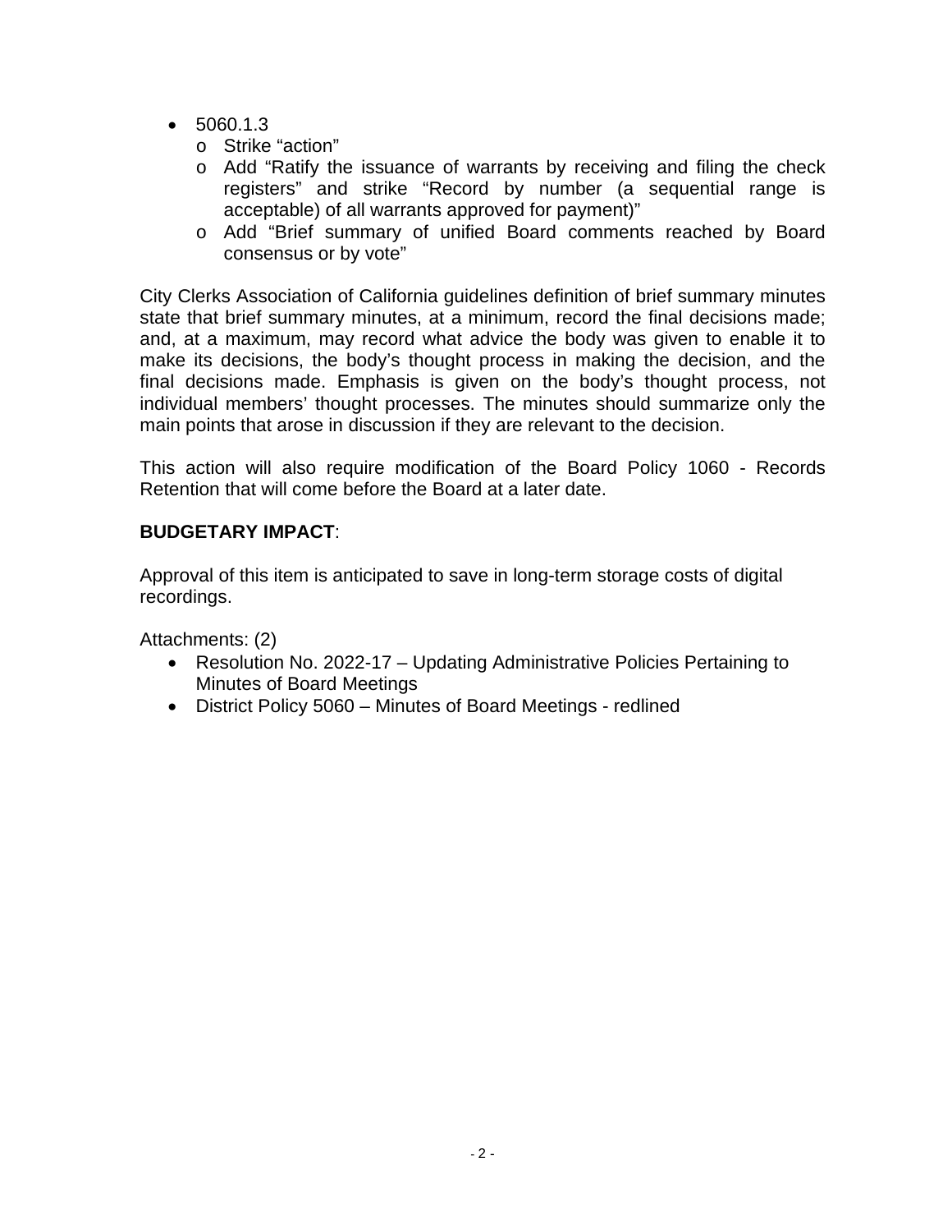- 5060.1.3
  - Strike “action”
  - Add “Ratify the issuance of warrants by receiving and filing the check registers” and strike “Record by number (a sequential range is acceptable) of all warrants approved for payment)”
  - Add “Brief summary of unified Board comments reached by Board consensus or by vote”

City Clerks Association of California guidelines definition of brief summary minutes state that brief summary minutes, at a minimum, record the final decisions made; and, at a maximum, may record what advice the body was given to enable it to make its decisions, the body’s thought process in making the decision, and the final decisions made. Emphasis is given on the body’s thought process, not individual members’ thought processes. The minutes should summarize only the main points that arose in discussion if they are relevant to the decision.

This action will also require modification of the Board Policy 1060 - Records Retention that will come before the Board at a later date.

**BUDGETARY IMPACT**:

Approval of this item is anticipated to save in long-term storage costs of digital recordings.

Attachments: (2)

- Resolution No. 2022-17 – Updating Administrative Policies Pertaining to Minutes of Board Meetings
- District Policy 5060 – Minutes of Board Meetings - redlined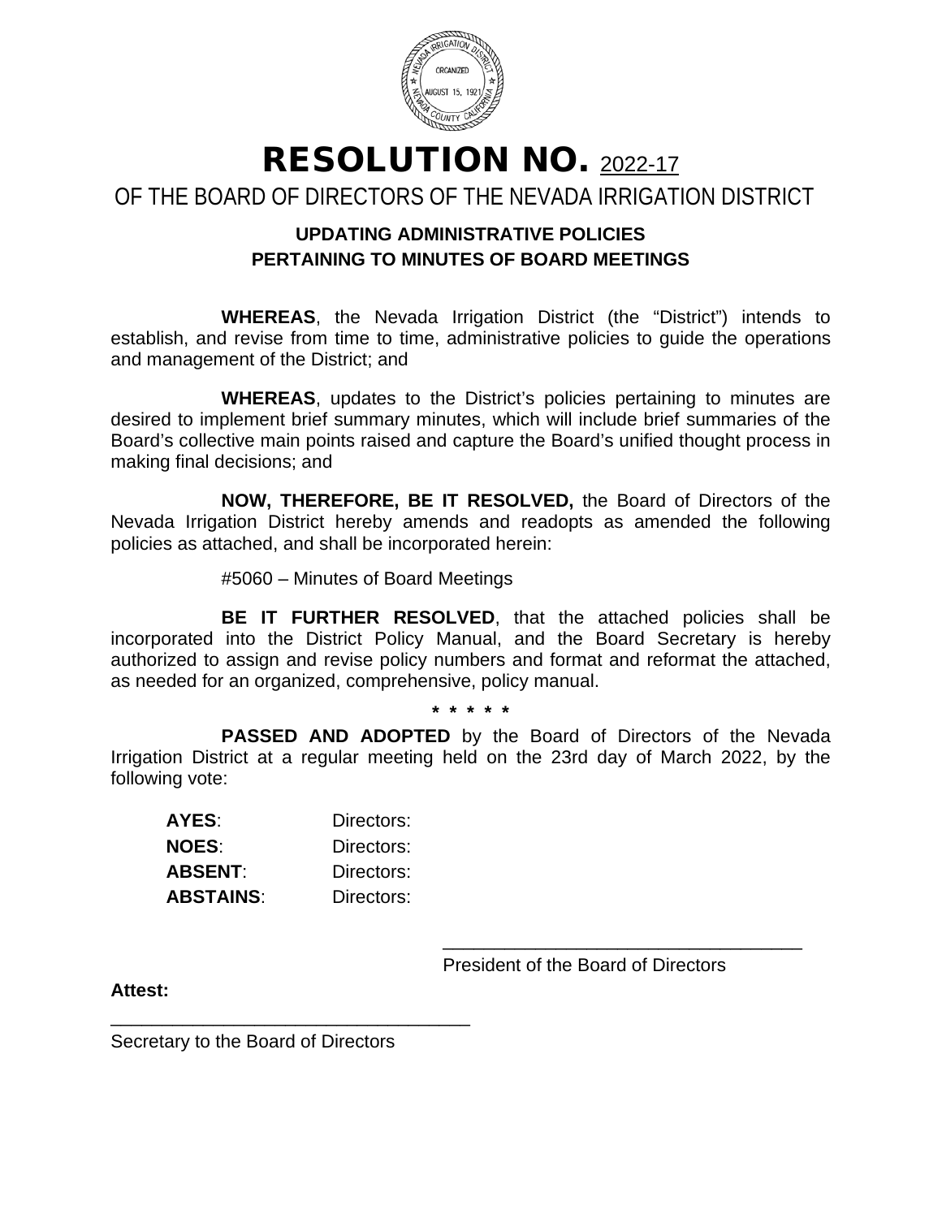# RESOLUTION NO. 2022-17

## OF THE BOARD OF DIRECTORS OF THE NEVADA IRRIGATION DISTRICT

### UPDATING ADMINISTRATIVE POLICIES PERTAINING TO MINUTES OF BOARD MEETINGS

**WHEREAS**, the Nevada Irrigation District (the "District") intends to establish, and revise from time to time, administrative policies to guide the operations and management of the District; and

**WHEREAS**, updates to the District's policies pertaining to minutes are desired to implement brief summary minutes, which will include brief summaries of the Board's collective main points raised and capture the Board's unified thought process in making final decisions; and

**NOW, THEREFORE, BE IT RESOLVED,** the Board of Directors of the Nevada Irrigation District hereby amends and readopts as amended the following policies as attached, and shall be incorporated herein:

#5060 – Minutes of Board Meetings

**BE IT FURTHER RESOLVED**, that the attached policies shall be incorporated into the District Policy Manual, and the Board Secretary is hereby authorized to assign and revise policy numbers and format and reformat the attached, as needed for an organized, comprehensive, policy manual.

\* \* \* \* \*

**PASSED AND ADOPTED** by the Board of Directors of the Nevada Irrigation District at a regular meeting held on the 23rd day of March 2022, by the following vote:

**AYES**: Directors:

**NOES**: Directors:

**ABSENT**: Directors:

**ABSTAINS**: Directors:

\_\_\_\_\_\_\_\_\_\_\_\_\_\_\_\_\_\_\_\_\_\_\_\_\_\_\_\_\_\_\_\_\_\_\_

President of the Board of Directors

**Attest:**

\_\_\_\_\_\_\_\_\_\_\_\_\_\_\_\_\_\_\_\_\_\_\_\_\_\_\_\_\_\_\_\_\_\_\_

Secretary to the Board of Directors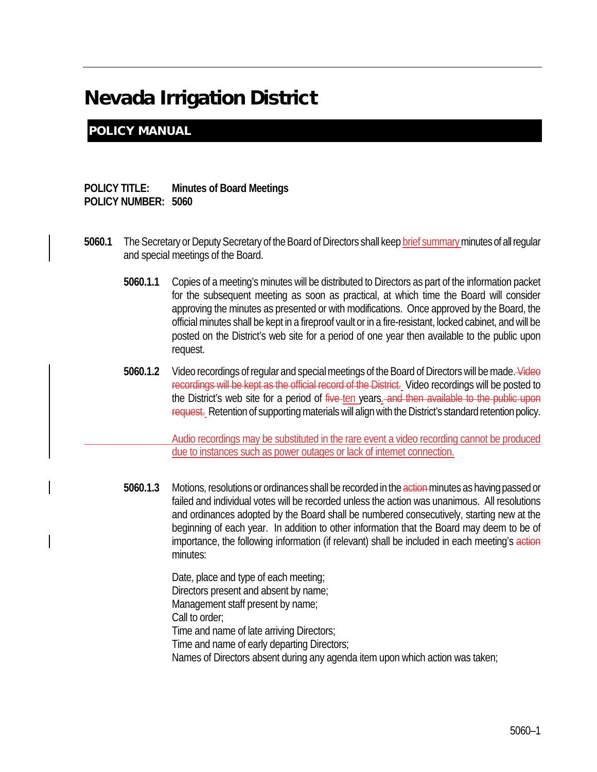# Nevada Irrigation District

## POLICY MANUAL

**POLICY TITLE: Minutes of Board Meetings**
**POLICY NUMBER: 5060**

**5060.1** The Secretary or Deputy Secretary of the Board of Directors shall keep brief summary minutes of all regular and special meetings of the Board.

**5060.1.1** Copies of a meeting's minutes will be distributed to Directors as part of the information packet for the subsequent meeting as soon as practical, at which time the Board will consider approving the minutes as presented or with modifications. Once approved by the Board, the official minutes shall be kept in a fireproof vault or in a fire-resistant, locked cabinet, and will be posted on the District's web site for a period of one year then available to the public upon request.

**5060.1.2** Video recordings of regular and special meetings of the Board of Directors will be made. ~~Video recordings will be kept as the official record of the District.~~ Video recordings will be posted to the District's web site for a period of ~~five~~ ten years. ~~and then available to the public upon request.~~ Retention of supporting materials will align with the District's standard retention policy.

Audio recordings may be substituted in the rare event a video recording cannot be produced due to instances such as power outages or lack of internet connection.

**5060.1.3** Motions, resolutions or ordinances shall be recorded in the ~~action~~ minutes as having passed or failed and individual votes will be recorded unless the action was unanimous. All resolutions and ordinances adopted by the Board shall be numbered consecutively, starting new at the beginning of each year. In addition to other information that the Board may deem to be of importance, the following information (if relevant) shall be included in each meeting's ~~action~~ minutes:

Date, place and type of each meeting;
Directors present and absent by name;
Management staff present by name;
Call to order;
Time and name of late arriving Directors;
Time and name of early departing Directors;
Names of Directors absent during any agenda item upon which action was taken;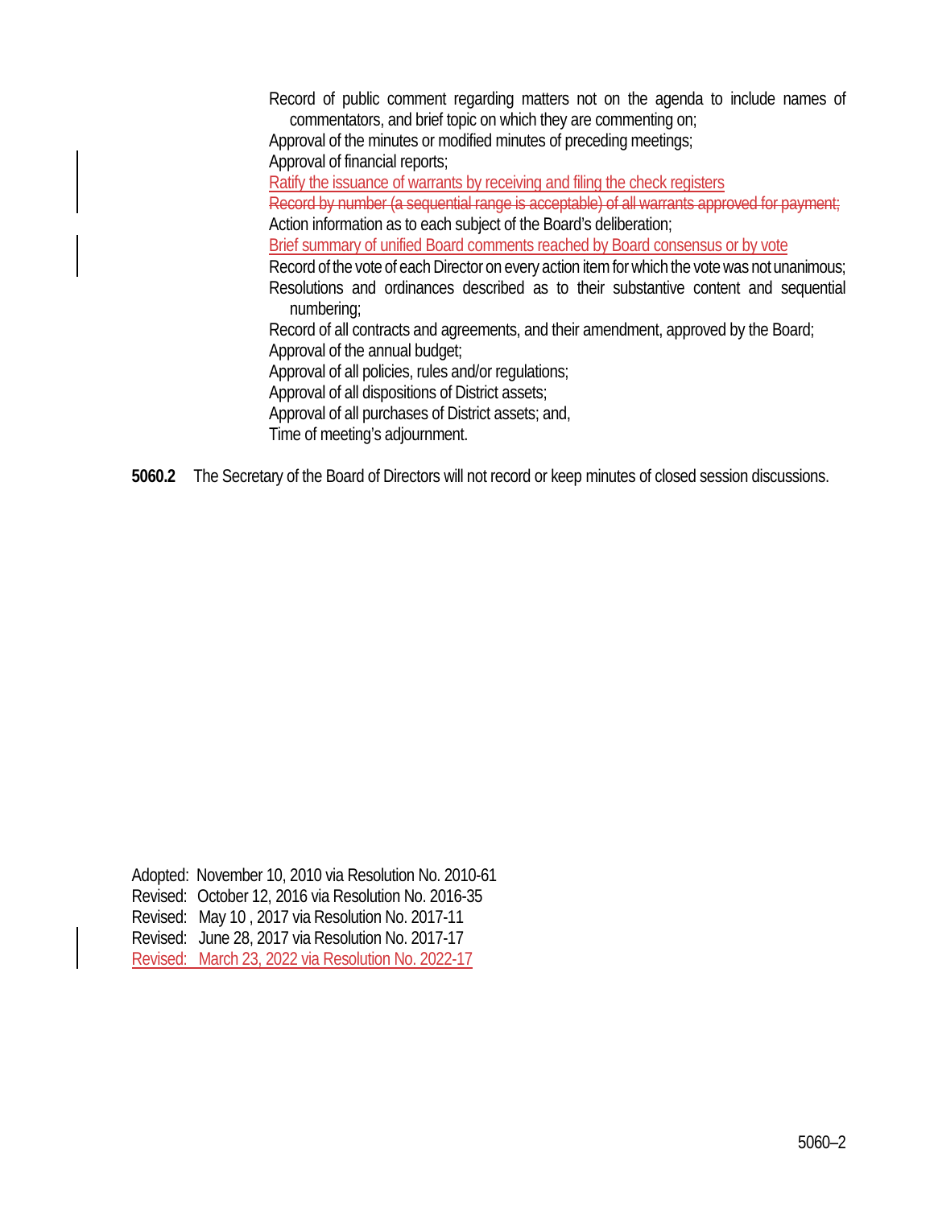Record of public comment regarding matters not on the agenda to include names of commentators, and brief topic on which they are commenting on;
Approval of the minutes or modified minutes of preceding meetings;
Approval of financial reports;
Ratify the issuance of warrants by receiving and filing the check registers
~~Record by number (a sequential range is acceptable) of all warrants approved for payment;~~
Action information as to each subject of the Board's deliberation;
Brief summary of unified Board comments reached by Board consensus or by vote
Record of the vote of each Director on every action item for which the vote was not unanimous;
Resolutions and ordinances described as to their substantive content and sequential numbering;
Record of all contracts and agreements, and their amendment, approved by the Board;
Approval of the annual budget;
Approval of all policies, rules and/or regulations;
Approval of all dispositions of District assets;
Approval of all purchases of District assets; and,
Time of meeting's adjournment.

**5060.2** The Secretary of the Board of Directors will not record or keep minutes of closed session discussions.

Adopted: November 10, 2010 via Resolution No. 2010-61
Revised: October 12, 2016 via Resolution No. 2016-35
Revised: May 10 , 2017 via Resolution No. 2017-11
Revised: June 28, 2017 via Resolution No. 2017-17
Revised: March 23, 2022 via Resolution No. 2022-17